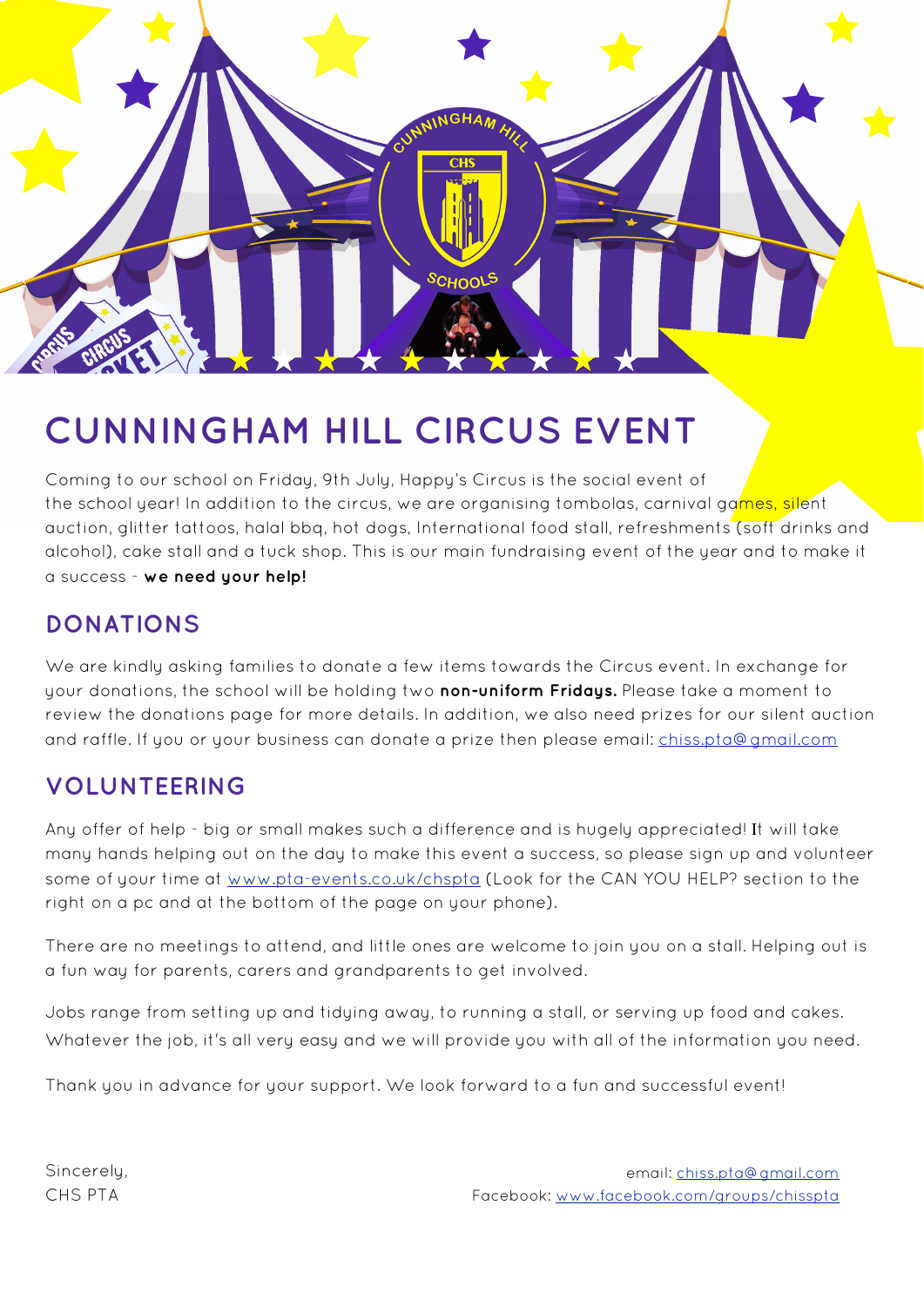# CUNNINGHAM HILL CIRCUS EVENT

Coming to our school on Friday, 9th July, Happy's Circus is the social event of the school year! In addition to the circus, we are organising tombolas, carnival games, silent auction, glitter tattoos, halal bbq, hot dogs, International food stall, refreshments (soft drinks and alcohol), cake stall and a tuck shop. This is our main fundraising event of the year and to make it a success - **we need your help!**

## DONATIONS

We are kindly asking families to donate a few items towards the Circus event. In exchange for your donations, the school will be holding two **non-uniform Fridays.** Please take a moment to review the donations page for more details. In addition, we also need prizes for our silent auction and raffle. If you or your business can donate a prize then please email: chiss.pta@gmail.com

## VOLUNTEERING

Any offer of help - big or small makes such a difference and is hugely appreciated! It will take many hands helping out on the day to make this event a success, so please sign up and volunteer some of your time at www.pta-events.co.uk/chspta (Look for the CAN YOU HELP? section to the right on a pc and at the bottom of the page on your phone).

There are no meetings to attend, and little ones are welcome to join you on a stall. Helping out is a fun way for parents, carers and grandparents to get involved.

Jobs range from setting up and tidying away, to running a stall, or serving up food and cakes. Whatever the job, it's all very easy and we will provide you with all of the information you need.

Thank you in advance for your support. We look forward to a fun and successful event!

Sincerely,
CHS PTA

email: chiss.pta@gmail.com
Facebook: www.facebook.com/groups/chisspta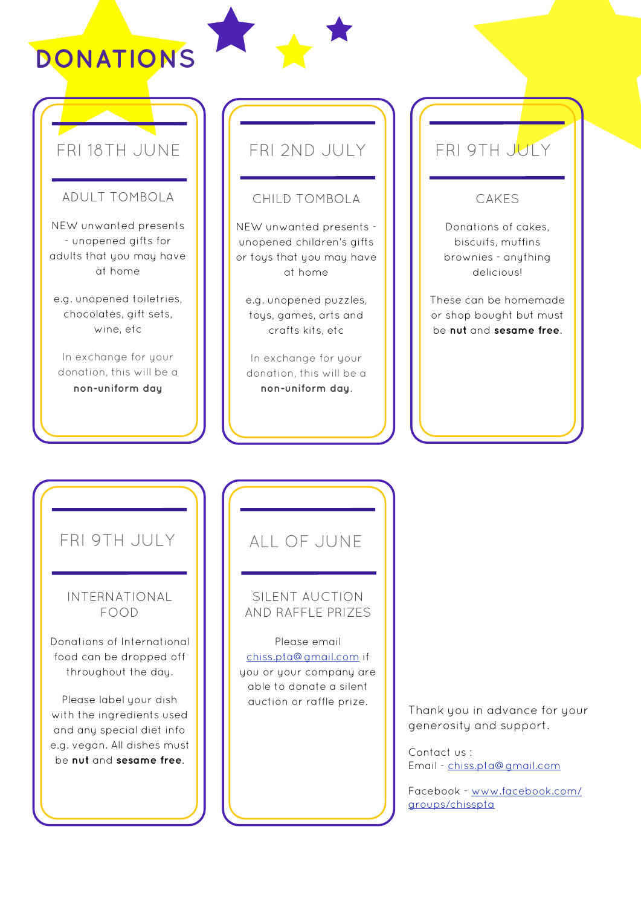# DONATIONS

## FRI 18TH JUNE

### ADULT TOMBOLA

NEW unwanted presents - unopened gifts for adults that you may have at home

e.g. unopened toiletries, chocolates, gift sets, wine, etc

In exchange for your donation, this will be a **non-uniform day**

## FRI 2ND JULY

### CHILD TOMBOLA

NEW unwanted presents - unopened children's gifts or toys that you may have at home

e.g. unopened puzzles, toys, games, arts and crafts kits, etc

In exchange for your donation, this will be a **non-uniform day**.

## FRI 9TH JULY

### CAKES

Donations of cakes, biscuits, muffins brownies - anything delicious!

These can be homemade or shop bought but must be **nut** and **sesame free**.

## FRI 9TH JULY

### INTERNATIONAL FOOD

Donations of International food can be dropped off throughout the day.

Please label your dish with the ingredients used and any special diet info e.g. vegan. All dishes must be **nut** and **sesame free**.

## ALL OF JUNE

### SILENT AUCTION AND RAFFLE PRIZES

Please email chiss.pta@gmail.com if you or your company are able to donate a silent auction or raffle prize.

Thank you in advance for your generosity and support.

Contact us :
Email - chiss.pta@gmail.com

Facebook - www.facebook.com/groups/chisspta